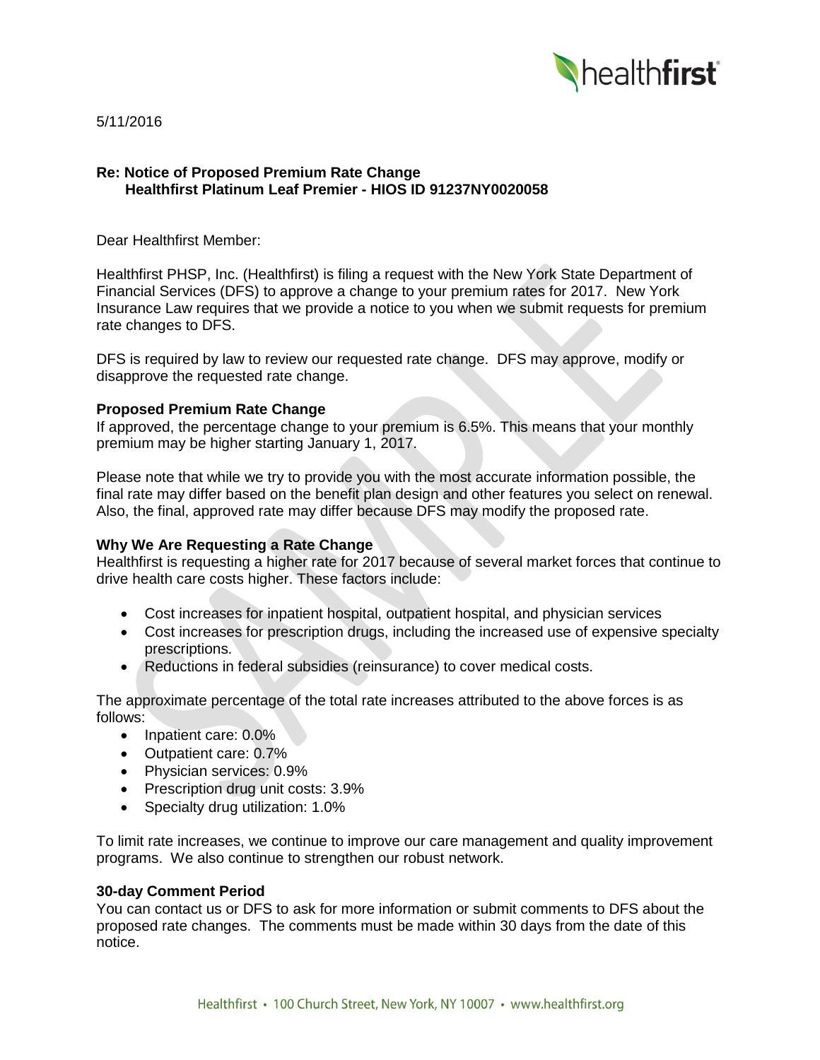5/11/2016

**Re: Notice of Proposed Premium Rate Change**
**Healthfirst Platinum Leaf Premier - HIOS ID 91237NY0020058**

Dear Healthfirst Member:

Healthfirst PHSP, Inc. (Healthfirst) is filing a request with the New York State Department of Financial Services (DFS) to approve a change to your premium rates for 2017. New York Insurance Law requires that we provide a notice to you when we submit requests for premium rate changes to DFS.

DFS is required by law to review our requested rate change. DFS may approve, modify or disapprove the requested rate change.

### Proposed Premium Rate Change

If approved, the percentage change to your premium is 6.5%. This means that your monthly premium may be higher starting January 1, 2017.

Please note that while we try to provide you with the most accurate information possible, the final rate may differ based on the benefit plan design and other features you select on renewal. Also, the final, approved rate may differ because DFS may modify the proposed rate.

### Why We Are Requesting a Rate Change

Healthfirst is requesting a higher rate for 2017 because of several market forces that continue to drive health care costs higher. These factors include:

- Cost increases for inpatient hospital, outpatient hospital, and physician services
- Cost increases for prescription drugs, including the increased use of expensive specialty prescriptions.
- Reductions in federal subsidies (reinsurance) to cover medical costs.

The approximate percentage of the total rate increases attributed to the above forces is as follows:

- Inpatient care: 0.0%
- Outpatient care: 0.7%
- Physician services: 0.9%
- Prescription drug unit costs: 3.9%
- Specialty drug utilization: 1.0%

To limit rate increases, we continue to improve our care management and quality improvement programs. We also continue to strengthen our robust network.

### 30-day Comment Period

You can contact us or DFS to ask for more information or submit comments to DFS about the proposed rate changes. The comments must be made within 30 days from the date of this notice.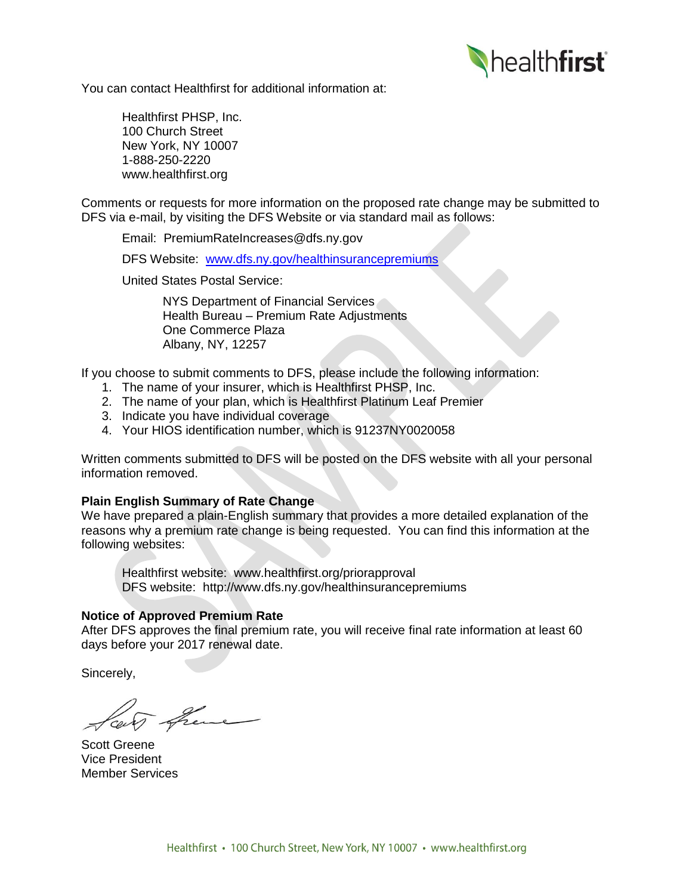You can contact Healthfirst for additional information at:

Healthfirst PHSP, Inc.
100 Church Street
New York, NY 10007
1-888-250-2220
www.healthfirst.org

Comments or requests for more information on the proposed rate change may be submitted to DFS via e-mail, by visiting the DFS Website or via standard mail as follows:

Email: PremiumRateIncreases@dfs.ny.gov

DFS Website: www.dfs.ny.gov/healthinsurancepremiums

United States Postal Service:

NYS Department of Financial Services
Health Bureau – Premium Rate Adjustments
One Commerce Plaza
Albany, NY, 12257

If you choose to submit comments to DFS, please include the following information:

1. The name of your insurer, which is Healthfirst PHSP, Inc.
2. The name of your plan, which is Healthfirst Platinum Leaf Premier
3. Indicate you have individual coverage
4. Your HIOS identification number, which is 91237NY0020058

Written comments submitted to DFS will be posted on the DFS website with all your personal information removed.

**Plain English Summary of Rate Change**
We have prepared a plain-English summary that provides a more detailed explanation of the reasons why a premium rate change is being requested. You can find this information at the following websites:

Healthfirst website: www.healthfirst.org/priorapproval
DFS website: http://www.dfs.ny.gov/healthinsurancepremiums

**Notice of Approved Premium Rate**
After DFS approves the final premium rate, you will receive final rate information at least 60 days before your 2017 renewal date.

Sincerely,

Scott Greene
Vice President
Member Services